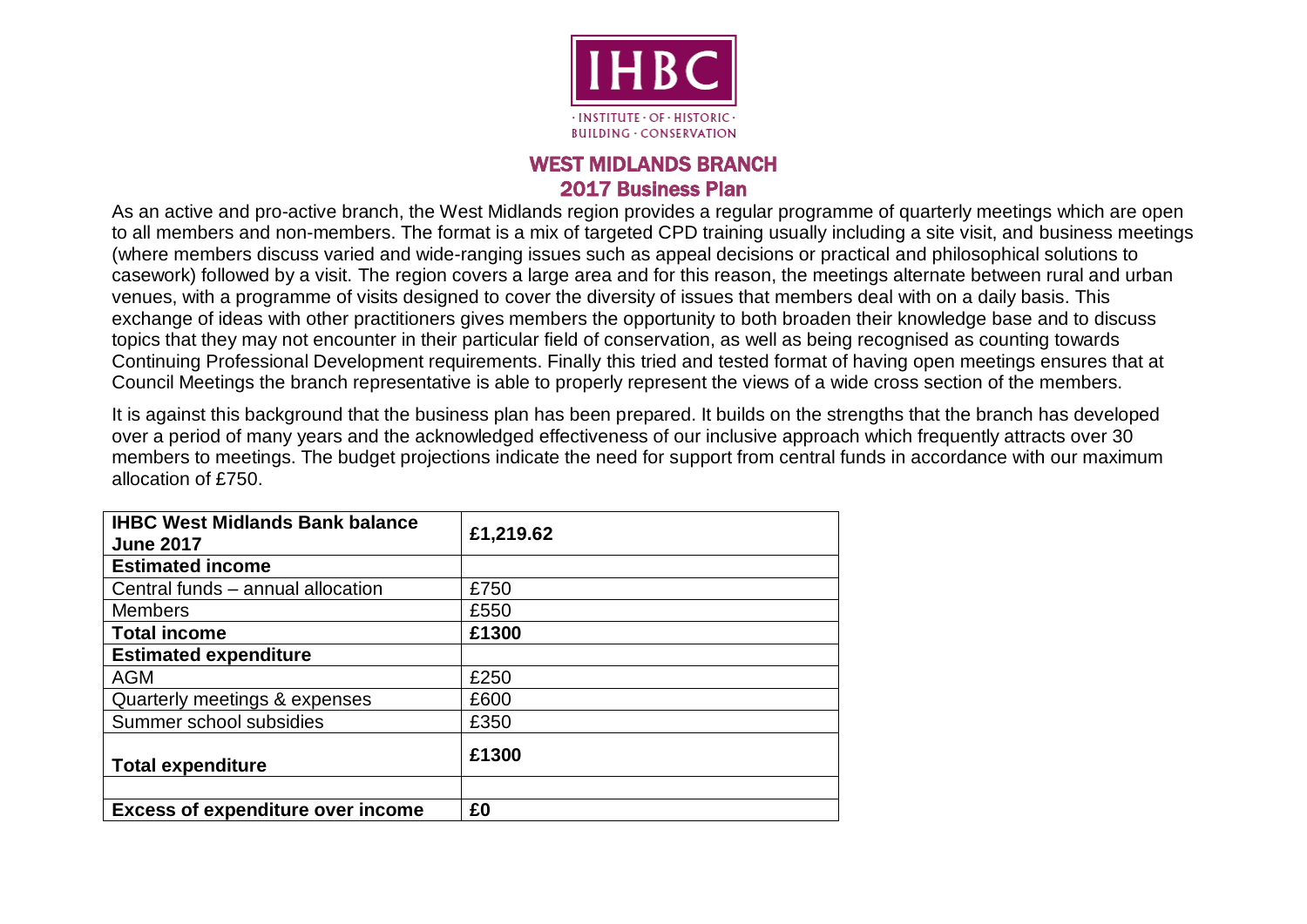IHBC

· INSTITUTE · OF · HISTORIC · BUILDING · CONSERVATION

# WEST MIDLANDS BRANCH
## 2017 Business Plan

As an active and pro-active branch, the West Midlands region provides a regular programme of quarterly meetings which are open to all members and non-members. The format is a mix of targeted CPD training usually including a site visit, and business meetings (where members discuss varied and wide-ranging issues such as appeal decisions or practical and philosophical solutions to casework) followed by a visit. The region covers a large area and for this reason, the meetings alternate between rural and urban venues, with a programme of visits designed to cover the diversity of issues that members deal with on a daily basis. This exchange of ideas with other practitioners gives members the opportunity to both broaden their knowledge base and to discuss topics that they may not encounter in their particular field of conservation, as well as being recognised as counting towards Continuing Professional Development requirements. Finally this tried and tested format of having open meetings ensures that at Council Meetings the branch representative is able to properly represent the views of a wide cross section of the members.

It is against this background that the business plan has been prepared. It builds on the strengths that the branch has developed over a period of many years and the acknowledged effectiveness of our inclusive approach which frequently attracts over 30 members to meetings. The budget projections indicate the need for support from central funds in accordance with our maximum allocation of £750.

| **IHBC West Midlands Bank balance June 2017** | **£1,219.62** |
|---|---|
| **Estimated income** | |
| Central funds – annual allocation | £750 |
| Members | £550 |
| **Total income** | **£1300** |
| **Estimated expenditure** | |
| AGM | £250 |
| Quarterly meetings & expenses | £600 |
| Summer school subsidies | £350 |
| **Total expenditure** | **£1300** |
| | |
| **Excess of expenditure over income** | **£0** |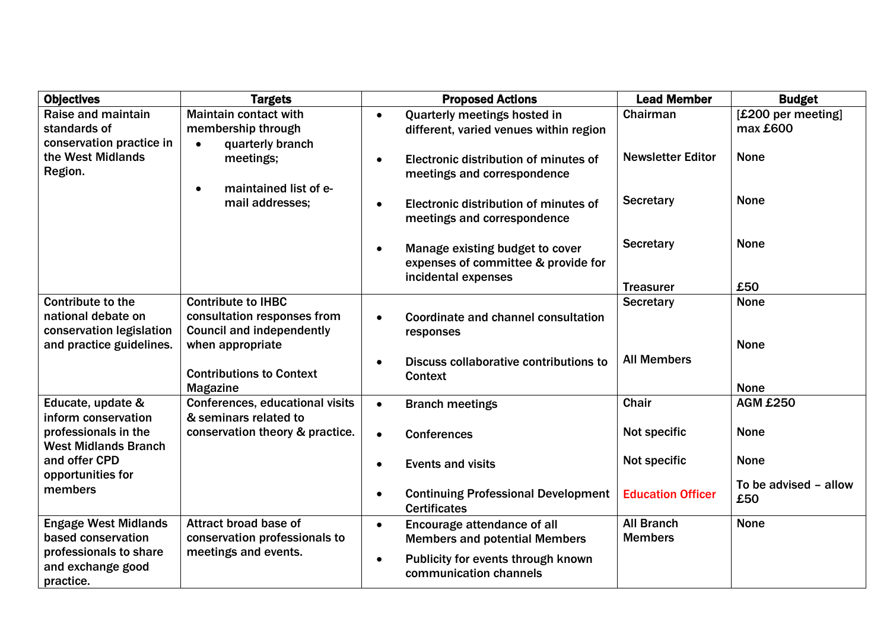| Objectives | Targets | Proposed Actions | Lead Member | Budget |
|---|---|---|---|---|
| Raise and maintain standards of conservation practice in the West Midlands Region. | Maintain contact with membership through<br>• quarterly branch meetings;<br>• maintained list of e-mail addresses; | • Quarterly meetings hosted in different, varied venues within region<br>• Electronic distribution of minutes of meetings and correspondence<br>• Electronic distribution of minutes of meetings and correspondence<br>• Manage existing budget to cover expenses of committee & provide for incidental expenses | Chairman<br>Newsletter Editor<br>Secretary<br>Secretary<br>Treasurer | [£200 per meeting] max £600<br>None<br>None<br>None<br>£50 |
| Contribute to the national debate on conservation legislation and practice guidelines. | Contribute to IHBC consultation responses from Council and independently when appropriate<br>Contributions to Context Magazine | • Coordinate and channel consultation responses<br>• Discuss collaborative contributions to Context | Secretary<br>All Members | None<br>None<br>None |
| Educate, update & inform conservation professionals in the West Midlands Branch and offer CPD opportunities for members | Conferences, educational visits & seminars related to conservation theory & practice. | • Branch meetings<br>• Conferences<br>• Events and visits<br>• Continuing Professional Development Certificates | Chair<br>Not specific<br>Not specific<br>Education Officer | AGM £250<br>None<br>None<br>To be advised – allow £50 |
| Engage West Midlands based conservation professionals to share and exchange good practice. | Attract broad base of conservation professionals to meetings and events. | • Encourage attendance of all Members and potential Members<br>• Publicity for events through known communication channels | All Branch Members | None |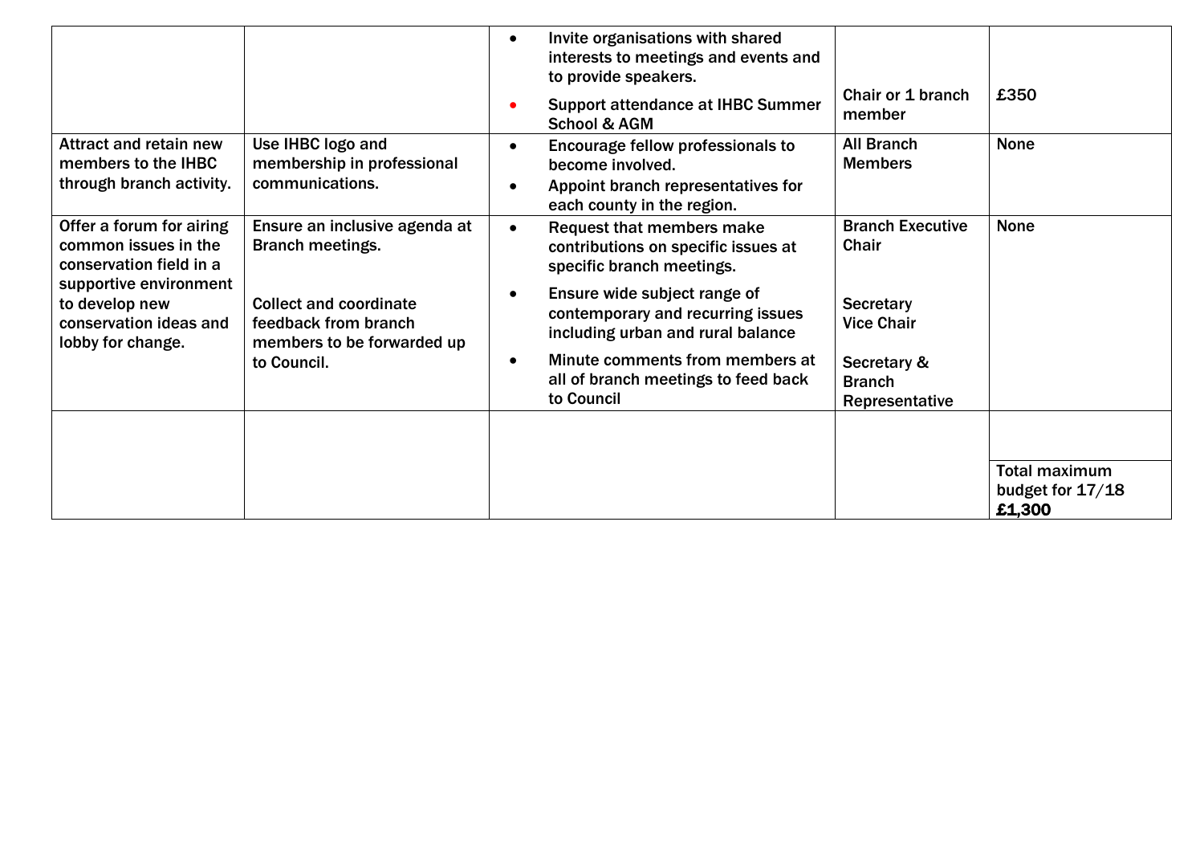| | | | | |
|---|---|---|---|---|
| | | • Invite organisations with shared interests to meetings and events and to provide speakers.<br>• Support attendance at IHBC Summer School & AGM | Chair or 1 branch member | £350 |
| Attract and retain new members to the IHBC through branch activity. | Use IHBC logo and membership in professional communications. | • Encourage fellow professionals to become involved.<br>• Appoint branch representatives for each county in the region. | All Branch Members | None |
| Offer a forum for airing common issues in the conservation field in a supportive environment to develop new conservation ideas and lobby for change. | Ensure an inclusive agenda at Branch meetings.<br><br>Collect and coordinate feedback from branch members to be forwarded up to Council. | • Request that members make contributions on specific issues at specific branch meetings.<br>• Ensure wide subject range of contemporary and recurring issues including urban and rural balance<br>• Minute comments from members at all of branch meetings to feed back to Council | Branch Executive Chair<br><br>Secretary<br>Vice Chair<br><br>Secretary & Branch Representative | None |
| | | | | Total maximum budget for 17/18 **£1,300** |